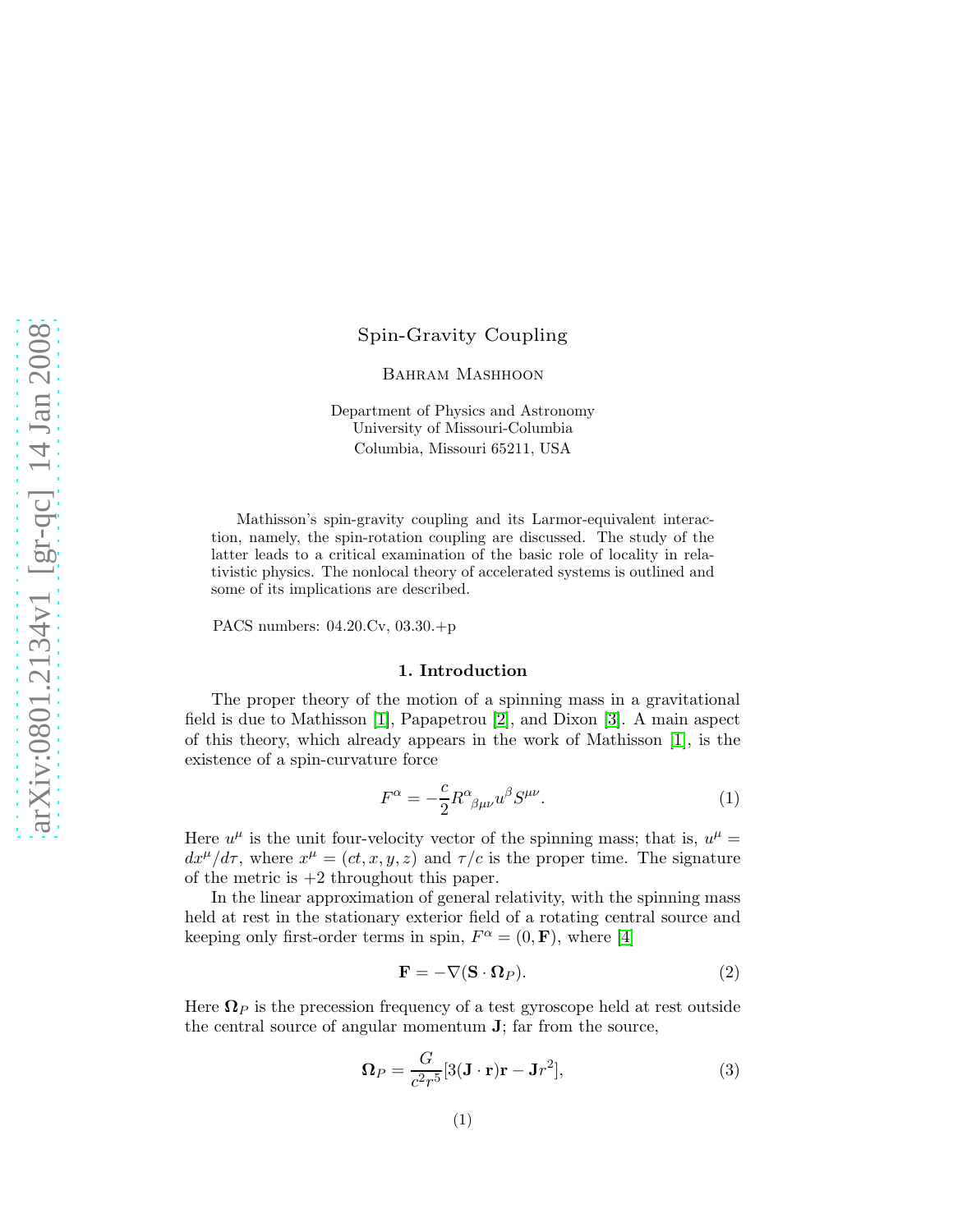# Spin-Gravity Coupling

Bahram Mashhoon

Department of Physics and Astronomy
University of Missouri-Columbia
Columbia, Missouri 65211, USA

Mathisson's spin-gravity coupling and its Larmor-equivalent interaction, namely, the spin-rotation coupling are discussed. The study of the latter leads to a critical examination of the basic role of locality in relativistic physics. The nonlocal theory of accelerated systems is outlined and some of its implications are described.

PACS numbers: 04.20.Cv, 03.30.+p

## 1. Introduction

The proper theory of the motion of a spinning mass in a gravitational field is due to Mathisson [1], Papapetrou [2], and Dixon [3]. A main aspect of this theory, which already appears in the work of Mathisson [1], is the existence of a spin-curvature force

$$F^{\alpha} = -\frac{c}{2} R^{\alpha}{}_{\beta\mu\nu} u^{\beta} S^{\mu\nu}. \tag{1}$$

Here $u^{\mu}$ is the unit four-velocity vector of the spinning mass; that is, $u^{\mu} = dx^{\mu}/d\tau$, where $x^{\mu} = (ct, x, y, z)$ and $\tau/c$ is the proper time. The signature of the metric is +2 throughout this paper.

In the linear approximation of general relativity, with the spinning mass held at rest in the stationary exterior field of a rotating central source and keeping only first-order terms in spin, $F^{\alpha} = (0, \mathbf{F})$, where [4]

$$\mathbf{F} = -\nabla(\mathbf{S} \cdot \boldsymbol{\Omega}_P). \tag{2}$$

Here $\boldsymbol{\Omega}_P$ is the precession frequency of a test gyroscope held at rest outside the central source of angular momentum $\mathbf{J}$; far from the source,

$$\boldsymbol{\Omega}_P = \frac{G}{c^2 r^5}[3(\mathbf{J} \cdot \mathbf{r})\mathbf{r} - \mathbf{J} r^2], \tag{3}$$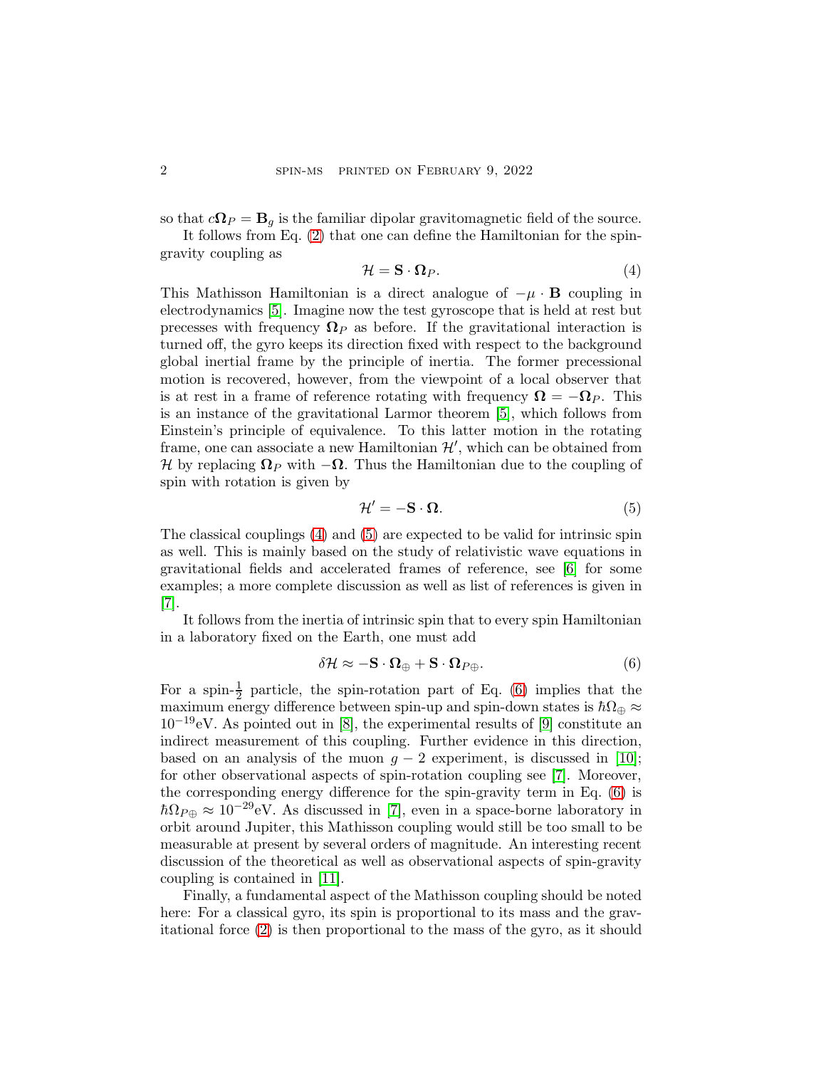so that $c\mathbf{\Omega}_P = \mathbf{B}_g$ is the familiar dipolar gravitomagnetic field of the source.

It follows from Eq. (2) that one can define the Hamiltonian for the spin-gravity coupling as

$$\mathcal{H} = \mathbf{S} \cdot \mathbf{\Omega}_P. \tag{4}$$

This Mathisson Hamiltonian is a direct analogue of $-\mu \cdot \mathbf{B}$ coupling in electrodynamics [5]. Imagine now the test gyroscope that is held at rest but precesses with frequency $\mathbf{\Omega}_P$ as before. If the gravitational interaction is turned off, the gyro keeps its direction fixed with respect to the background global inertial frame by the principle of inertia. The former precessional motion is recovered, however, from the viewpoint of a local observer that is at rest in a frame of reference rotating with frequency $\mathbf{\Omega} = -\mathbf{\Omega}_P$. This is an instance of the gravitational Larmor theorem [5], which follows from Einstein's principle of equivalence. To this latter motion in the rotating frame, one can associate a new Hamiltonian $\mathcal{H}'$, which can be obtained from $\mathcal{H}$ by replacing $\mathbf{\Omega}_P$ with $-\mathbf{\Omega}$. Thus the Hamiltonian due to the coupling of spin with rotation is given by

$$\mathcal{H}' = -\mathbf{S} \cdot \mathbf{\Omega}. \tag{5}$$

The classical couplings (4) and (5) are expected to be valid for intrinsic spin as well. This is mainly based on the study of relativistic wave equations in gravitational fields and accelerated frames of reference, see [6] for some examples; a more complete discussion as well as list of references is given in [7].

It follows from the inertia of intrinsic spin that to every spin Hamiltonian in a laboratory fixed on the Earth, one must add

$$\delta\mathcal{H} \approx -\mathbf{S} \cdot \mathbf{\Omega}_{\oplus} + \mathbf{S} \cdot \mathbf{\Omega}_{P\oplus}. \tag{6}$$

For a spin-$\frac{1}{2}$ particle, the spin-rotation part of Eq. (6) implies that the maximum energy difference between spin-up and spin-down states is $\hbar\Omega_{\oplus} \approx 10^{-19}$eV. As pointed out in [8], the experimental results of [9] constitute an indirect measurement of this coupling. Further evidence in this direction, based on an analysis of the muon $g-2$ experiment, is discussed in [10]; for other observational aspects of spin-rotation coupling see [7]. Moreover, the corresponding energy difference for the spin-gravity term in Eq. (6) is $\hbar\Omega_{P\oplus} \approx 10^{-29}$eV. As discussed in [7], even in a space-borne laboratory in orbit around Jupiter, this Mathisson coupling would still be too small to be measurable at present by several orders of magnitude. An interesting recent discussion of the theoretical as well as observational aspects of spin-gravity coupling is contained in [11].

Finally, a fundamental aspect of the Mathisson coupling should be noted here: For a classical gyro, its spin is proportional to its mass and the gravitational force (2) is then proportional to the mass of the gyro, as it should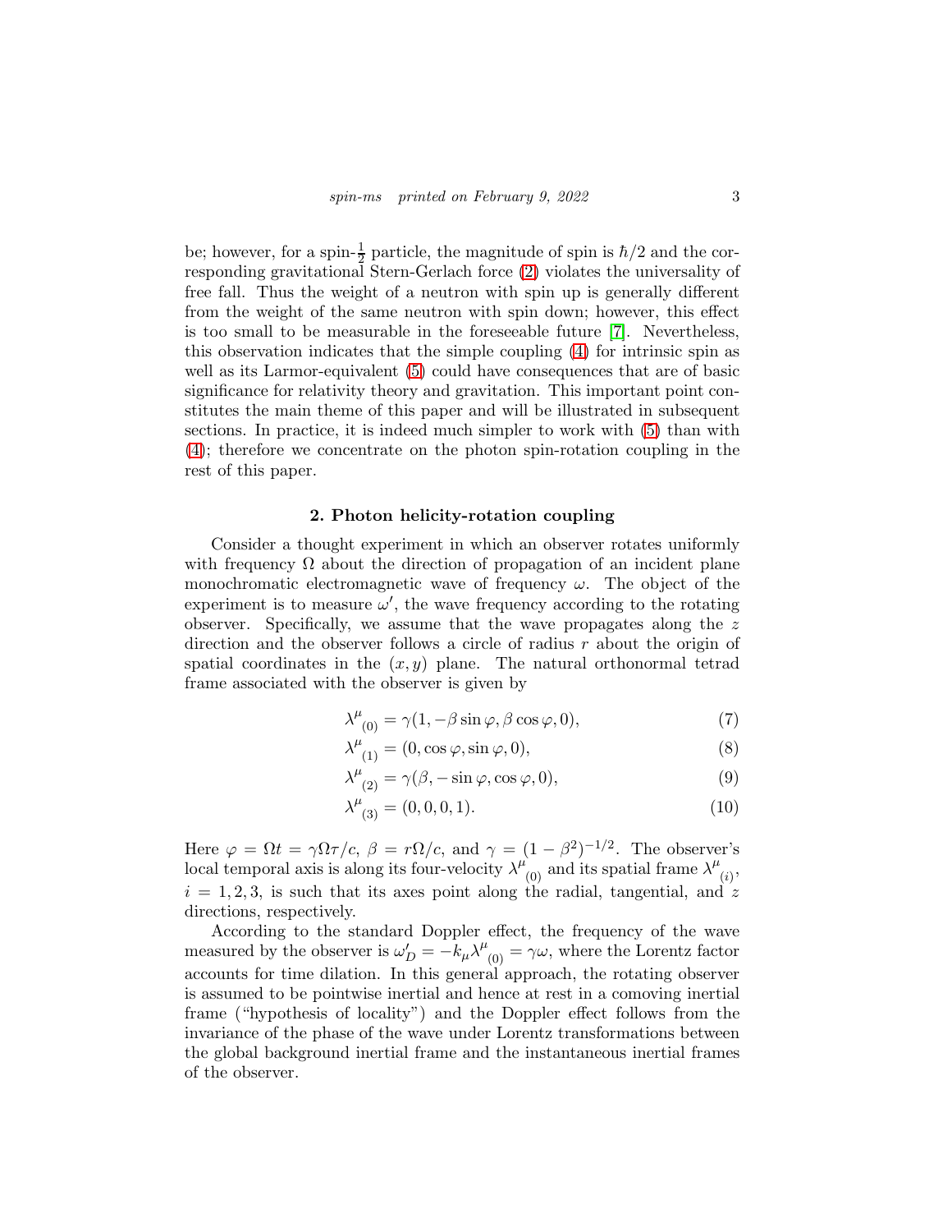be; however, for a spin-$\frac{1}{2}$ particle, the magnitude of spin is $\hbar/2$ and the corresponding gravitational Stern-Gerlach force (2) violates the universality of free fall. Thus the weight of a neutron with spin up is generally different from the weight of the same neutron with spin down; however, this effect is too small to be measurable in the foreseeable future [7]. Nevertheless, this observation indicates that the simple coupling (4) for intrinsic spin as well as its Larmor-equivalent (5) could have consequences that are of basic significance for relativity theory and gravitation. This important point constitutes the main theme of this paper and will be illustrated in subsequent sections. In practice, it is indeed much simpler to work with (5) than with (4); therefore we concentrate on the photon spin-rotation coupling in the rest of this paper.

## 2. Photon helicity-rotation coupling

Consider a thought experiment in which an observer rotates uniformly with frequency $\Omega$ about the direction of propagation of an incident plane monochromatic electromagnetic wave of frequency $\omega$. The object of the experiment is to measure $\omega'$, the wave frequency according to the rotating observer. Specifically, we assume that the wave propagates along the $z$ direction and the observer follows a circle of radius $r$ about the origin of spatial coordinates in the $(x, y)$ plane. The natural orthonormal tetrad frame associated with the observer is given by

$$\lambda^{\mu}{}_{(0)} = \gamma(1, -\beta \sin\varphi, \beta \cos\varphi, 0), \tag{7}$$

$$\lambda^{\mu}{}_{(1)} = (0, \cos\varphi, \sin\varphi, 0), \tag{8}$$

$$\lambda^{\mu}{}_{(2)} = \gamma(\beta, -\sin\varphi, \cos\varphi, 0), \tag{9}$$

$$\lambda^{\mu}{}_{(3)} = (0, 0, 0, 1). \tag{10}$$

Here $\varphi = \Omega t = \gamma \Omega \tau / c$, $\beta = r\Omega/c$, and $\gamma = (1 - \beta^2)^{-1/2}$. The observer's local temporal axis is along its four-velocity $\lambda^{\mu}{}_{(0)}$ and its spatial frame $\lambda^{\mu}{}_{(i)}$, $i = 1, 2, 3$, is such that its axes point along the radial, tangential, and $z$ directions, respectively.

According to the standard Doppler effect, the frequency of the wave measured by the observer is $\omega'_D = -k_{\mu}\lambda^{\mu}{}_{(0)} = \gamma\omega$, where the Lorentz factor accounts for time dilation. In this general approach, the rotating observer is assumed to be pointwise inertial and hence at rest in a comoving inertial frame ("hypothesis of locality") and the Doppler effect follows from the invariance of the phase of the wave under Lorentz transformations between the global background inertial frame and the instantaneous inertial frames of the observer.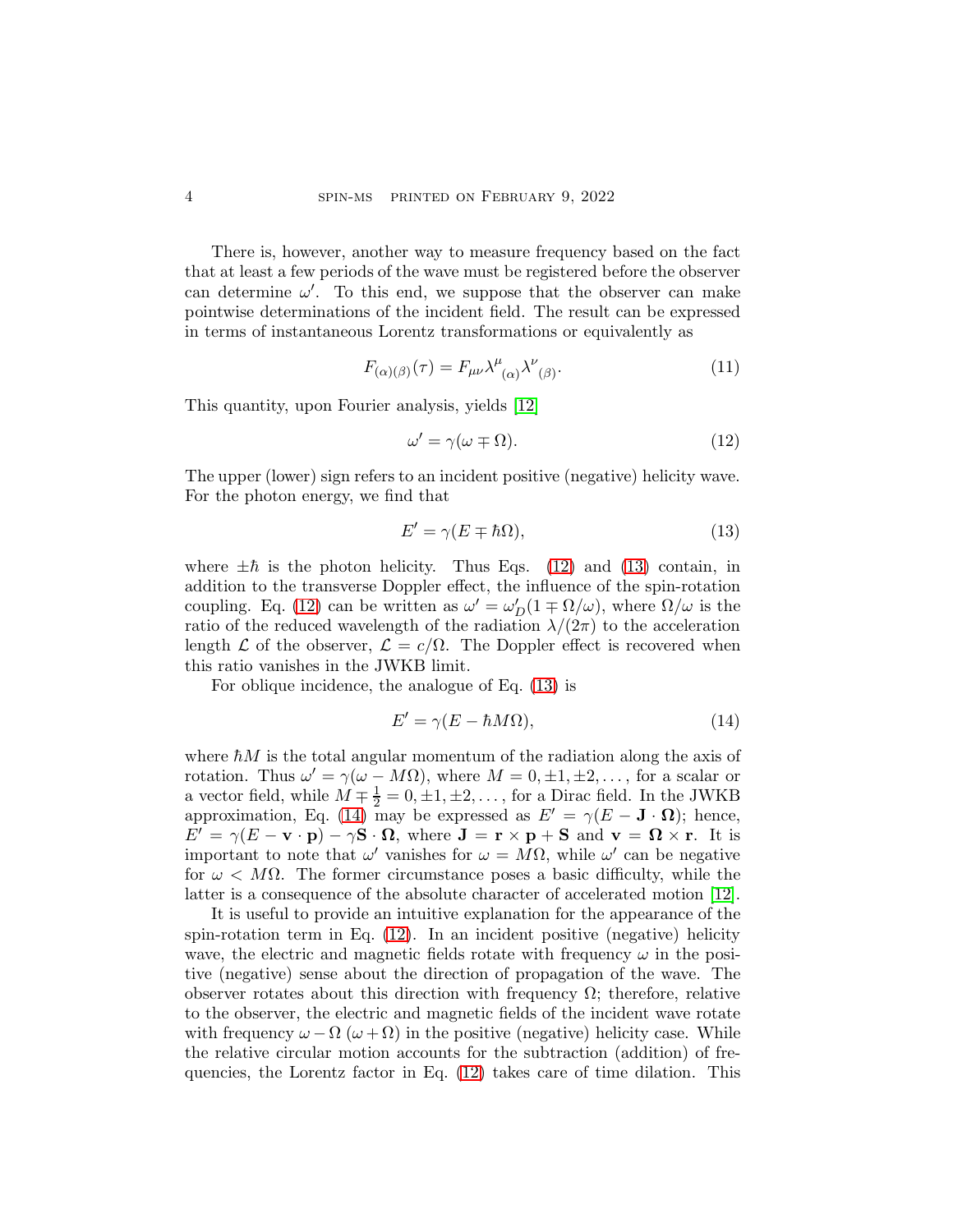There is, however, another way to measure frequency based on the fact that at least a few periods of the wave must be registered before the observer can determine $\omega'$. To this end, we suppose that the observer can make pointwise determinations of the incident field. The result can be expressed in terms of instantaneous Lorentz transformations or equivalently as

$$F_{(\alpha)(\beta)}(\tau) = F_{\mu\nu}\lambda^{\mu}{}_{(\alpha)}\lambda^{\nu}{}_{(\beta)}. \tag{11}$$

This quantity, upon Fourier analysis, yields [12]

$$\omega' = \gamma(\omega \mp \Omega). \tag{12}$$

The upper (lower) sign refers to an incident positive (negative) helicity wave. For the photon energy, we find that

$$E' = \gamma(E \mp \hbar\Omega), \tag{13}$$

where $\pm\hbar$ is the photon helicity. Thus Eqs. (12) and (13) contain, in addition to the transverse Doppler effect, the influence of the spin-rotation coupling. Eq. (12) can be written as $\omega' = \omega'_D(1 \mp \Omega/\omega)$, where $\Omega/\omega$ is the ratio of the reduced wavelength of the radiation $\lambda/(2\pi)$ to the acceleration length $\mathcal{L}$ of the observer, $\mathcal{L} = c/\Omega$. The Doppler effect is recovered when this ratio vanishes in the JWKB limit.

For oblique incidence, the analogue of Eq. (13) is

$$E' = \gamma(E - \hbar M\Omega), \tag{14}$$

where $\hbar M$ is the total angular momentum of the radiation along the axis of rotation. Thus $\omega' = \gamma(\omega - M\Omega)$, where $M = 0, \pm 1, \pm 2, \ldots$, for a scalar or a vector field, while $M \mp \frac{1}{2} = 0, \pm 1, \pm 2, \ldots$, for a Dirac field. In the JWKB approximation, Eq. (14) may be expressed as $E' = \gamma(E - \mathbf{J}\cdot\mathbf{\Omega})$; hence, $E' = \gamma(E - \mathbf{v}\cdot\mathbf{p}) - \gamma\mathbf{S}\cdot\mathbf{\Omega}$, where $\mathbf{J} = \mathbf{r}\times\mathbf{p} + \mathbf{S}$ and $\mathbf{v} = \mathbf{\Omega}\times\mathbf{r}$. It is important to note that $\omega'$ vanishes for $\omega = M\Omega$, while $\omega'$ can be negative for $\omega < M\Omega$. The former circumstance poses a basic difficulty, while the latter is a consequence of the absolute character of accelerated motion [12].

It is useful to provide an intuitive explanation for the appearance of the spin-rotation term in Eq. (12). In an incident positive (negative) helicity wave, the electric and magnetic fields rotate with frequency $\omega$ in the positive (negative) sense about the direction of propagation of the wave. The observer rotates about this direction with frequency $\Omega$; therefore, relative to the observer, the electric and magnetic fields of the incident wave rotate with frequency $\omega - \Omega$ $(\omega + \Omega)$ in the positive (negative) helicity case. While the relative circular motion accounts for the subtraction (addition) of frequencies, the Lorentz factor in Eq. (12) takes care of time dilation. This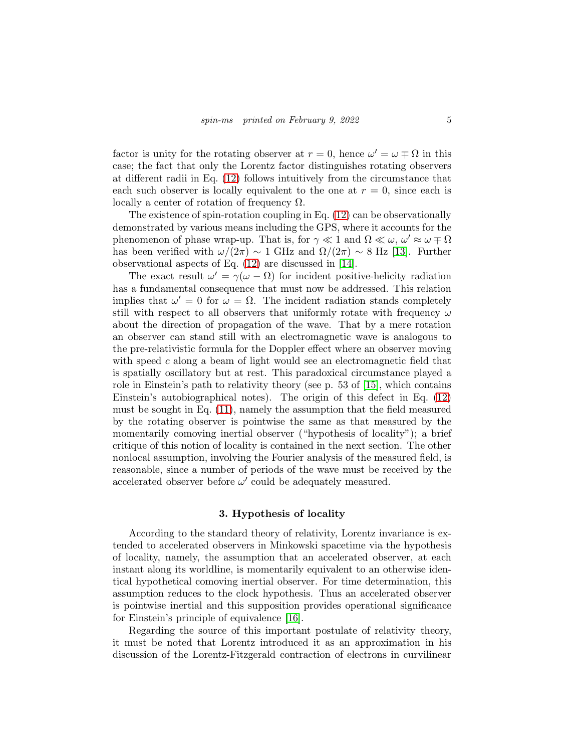factor is unity for the rotating observer at $r = 0$, hence $\omega' = \omega \mp \Omega$ in this case; the fact that only the Lorentz factor distinguishes rotating observers at different radii in Eq. (12) follows intuitively from the circumstance that each such observer is locally equivalent to the one at $r = 0$, since each is locally a center of rotation of frequency $\Omega$.

The existence of spin-rotation coupling in Eq. (12) can be observationally demonstrated by various means including the GPS, where it accounts for the phenomenon of phase wrap-up. That is, for $\gamma \ll 1$ and $\Omega \ll \omega$, $\omega' \approx \omega \mp \Omega$ has been verified with $\omega/(2\pi) \sim 1$ GHz and $\Omega/(2\pi) \sim 8$ Hz [13]. Further observational aspects of Eq. (12) are discussed in [14].

The exact result $\omega' = \gamma(\omega - \Omega)$ for incident positive-helicity radiation has a fundamental consequence that must now be addressed. This relation implies that $\omega' = 0$ for $\omega = \Omega$. The incident radiation stands completely still with respect to all observers that uniformly rotate with frequency $\omega$ about the direction of propagation of the wave. That by a mere rotation an observer can stand still with an electromagnetic wave is analogous to the pre-relativistic formula for the Doppler effect where an observer moving with speed $c$ along a beam of light would see an electromagnetic field that is spatially oscillatory but at rest. This paradoxical circumstance played a role in Einstein's path to relativity theory (see p. 53 of [15], which contains Einstein's autobiographical notes). The origin of this defect in Eq. (12) must be sought in Eq. (11), namely the assumption that the field measured by the rotating observer is pointwise the same as that measured by the momentarily comoving inertial observer ("hypothesis of locality"); a brief critique of this notion of locality is contained in the next section. The other nonlocal assumption, involving the Fourier analysis of the measured field, is reasonable, since a number of periods of the wave must be received by the accelerated observer before $\omega'$ could be adequately measured.

## 3. Hypothesis of locality

According to the standard theory of relativity, Lorentz invariance is extended to accelerated observers in Minkowski spacetime via the hypothesis of locality, namely, the assumption that an accelerated observer, at each instant along its worldline, is momentarily equivalent to an otherwise identical hypothetical comoving inertial observer. For time determination, this assumption reduces to the clock hypothesis. Thus an accelerated observer is pointwise inertial and this supposition provides operational significance for Einstein's principle of equivalence [16].

Regarding the source of this important postulate of relativity theory, it must be noted that Lorentz introduced it as an approximation in his discussion of the Lorentz-Fitzgerald contraction of electrons in curvilinear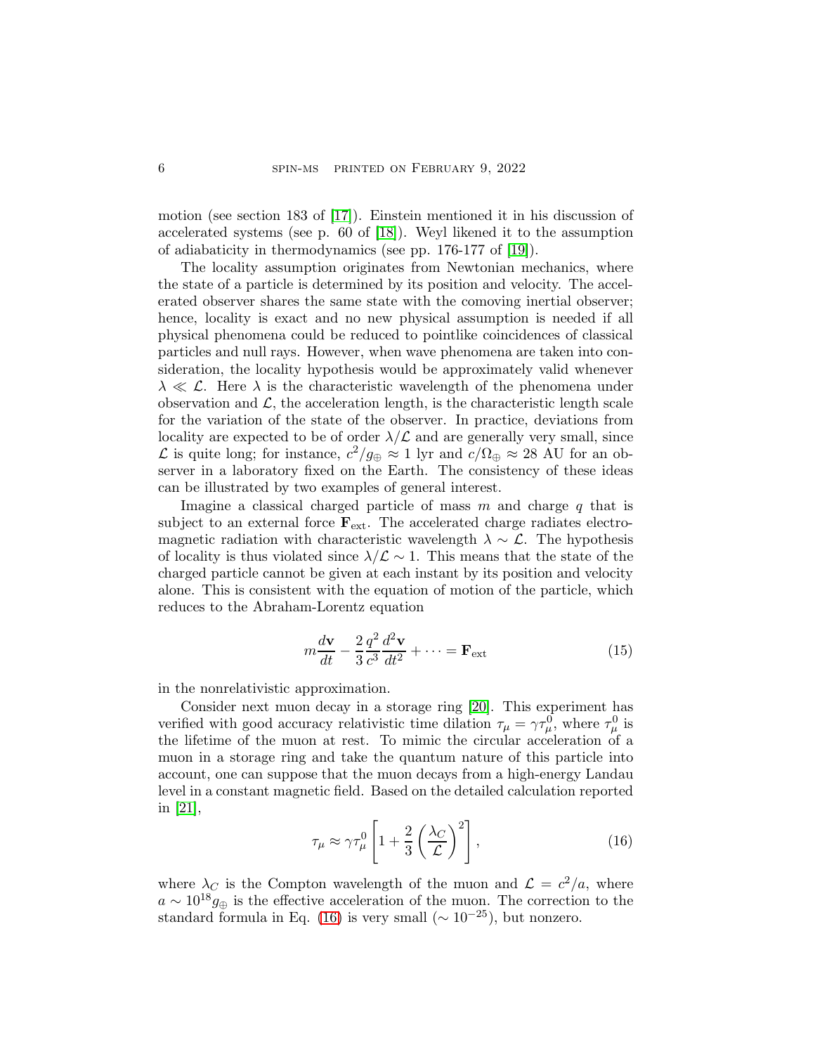motion (see section 183 of [17]). Einstein mentioned it in his discussion of accelerated systems (see p. 60 of [18]). Weyl likened it to the assumption of adiabaticity in thermodynamics (see pp. 176-177 of [19]).

The locality assumption originates from Newtonian mechanics, where the state of a particle is determined by its position and velocity. The accelerated observer shares the same state with the comoving inertial observer; hence, locality is exact and no new physical assumption is needed if all physical phenomena could be reduced to pointlike coincidences of classical particles and null rays. However, when wave phenomena are taken into consideration, the locality hypothesis would be approximately valid whenever $\lambda \ll \mathcal{L}$. Here $\lambda$ is the characteristic wavelength of the phenomena under observation and $\mathcal{L}$, the acceleration length, is the characteristic length scale for the variation of the state of the observer. In practice, deviations from locality are expected to be of order $\lambda/\mathcal{L}$ and are generally very small, since $\mathcal{L}$ is quite long; for instance, $c^2/g_\oplus \approx 1$ lyr and $c/\Omega_\oplus \approx 28$ AU for an observer in a laboratory fixed on the Earth. The consistency of these ideas can be illustrated by two examples of general interest.

Imagine a classical charged particle of mass $m$ and charge $q$ that is subject to an external force $\mathbf{F}_{\rm ext}$. The accelerated charge radiates electromagnetic radiation with characteristic wavelength $\lambda \sim \mathcal{L}$. The hypothesis of locality is thus violated since $\lambda/\mathcal{L} \sim 1$. This means that the state of the charged particle cannot be given at each instant by its position and velocity alone. This is consistent with the equation of motion of the particle, which reduces to the Abraham-Lorentz equation

$$m\frac{d\mathbf{v}}{dt} - \frac{2}{3}\frac{q^2}{c^3}\frac{d^2\mathbf{v}}{dt^2} + \cdots = \mathbf{F}_{\rm ext} \tag{15}$$

in the nonrelativistic approximation.

Consider next muon decay in a storage ring [20]. This experiment has verified with good accuracy relativistic time dilation $\tau_\mu = \gamma\tau_\mu^0$, where $\tau_\mu^0$ is the lifetime of the muon at rest. To mimic the circular acceleration of a muon in a storage ring and take the quantum nature of this particle into account, one can suppose that the muon decays from a high-energy Landau level in a constant magnetic field. Based on the detailed calculation reported in [21],

$$\tau_\mu \approx \gamma\tau_\mu^0\left[1 + \frac{2}{3}\left(\frac{\lambda_C}{\mathcal{L}}\right)^2\right], \tag{16}$$

where $\lambda_C$ is the Compton wavelength of the muon and $\mathcal{L} = c^2/a$, where $a \sim 10^{18} g_\oplus$ is the effective acceleration of the muon. The correction to the standard formula in Eq. (16) is very small ($\sim 10^{-25}$), but nonzero.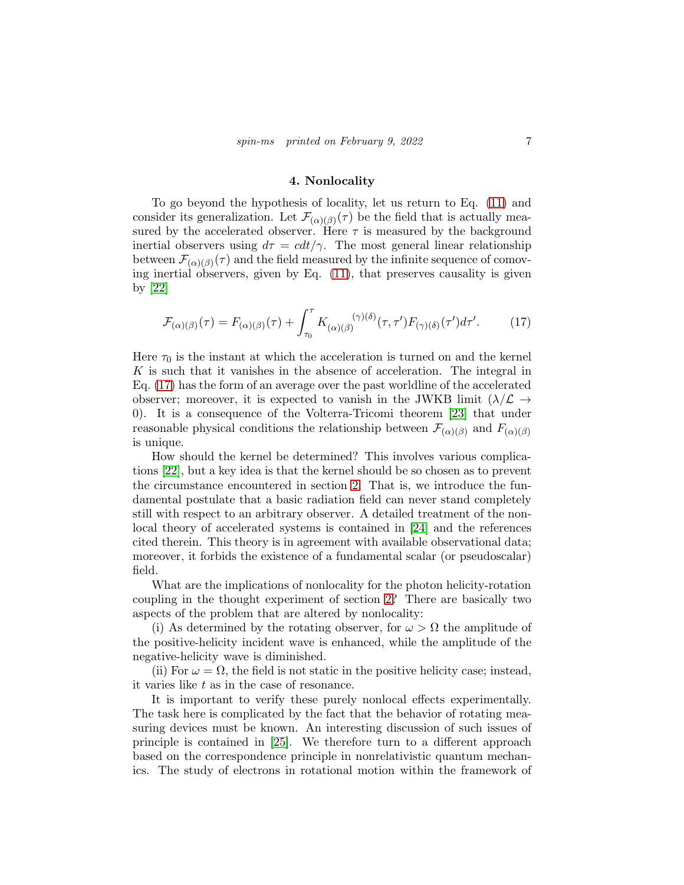## 4. Nonlocality

To go beyond the hypothesis of locality, let us return to Eq. (11) and consider its generalization. Let $\mathcal{F}_{(\alpha)(\beta)}(\tau)$ be the field that is actually measured by the accelerated observer. Here $\tau$ is measured by the background inertial observers using $d\tau = cdt/\gamma$. The most general linear relationship between $\mathcal{F}_{(\alpha)(\beta)}(\tau)$ and the field measured by the infinite sequence of comoving inertial observers, given by Eq. (11), that preserves causality is given by [22]

$$\mathcal{F}_{(\alpha)(\beta)}(\tau) = F_{(\alpha)(\beta)}(\tau) + \int_{\tau_0}^{\tau} K_{(\alpha)(\beta)}{}^{(\gamma)(\delta)}(\tau, \tau') F_{(\gamma)(\delta)}(\tau') d\tau'. \tag{17}$$

Here $\tau_0$ is the instant at which the acceleration is turned on and the kernel $K$ is such that it vanishes in the absence of acceleration. The integral in Eq. (17) has the form of an average over the past worldline of the accelerated observer; moreover, it is expected to vanish in the JWKB limit ($\lambda/\mathcal{L} \to 0$). It is a consequence of the Volterra-Tricomi theorem [23] that under reasonable physical conditions the relationship between $\mathcal{F}_{(\alpha)(\beta)}$ and $F_{(\alpha)(\beta)}$ is unique.

How should the kernel be determined? This involves various complications [22], but a key idea is that the kernel should be so chosen as to prevent the circumstance encountered in section 2. That is, we introduce the fundamental postulate that a basic radiation field can never stand completely still with respect to an arbitrary observer. A detailed treatment of the nonlocal theory of accelerated systems is contained in [24] and the references cited therein. This theory is in agreement with available observational data; moreover, it forbids the existence of a fundamental scalar (or pseudoscalar) field.

What are the implications of nonlocality for the photon helicity-rotation coupling in the thought experiment of section 2? There are basically two aspects of the problem that are altered by nonlocality:

(i) As determined by the rotating observer, for $\omega > \Omega$ the amplitude of the positive-helicity incident wave is enhanced, while the amplitude of the negative-helicity wave is diminished.

(ii) For $\omega = \Omega$, the field is not static in the positive helicity case; instead, it varies like $t$ as in the case of resonance.

It is important to verify these purely nonlocal effects experimentally. The task here is complicated by the fact that the behavior of rotating measuring devices must be known. An interesting discussion of such issues of principle is contained in [25]. We therefore turn to a different approach based on the correspondence principle in nonrelativistic quantum mechanics. The study of electrons in rotational motion within the framework of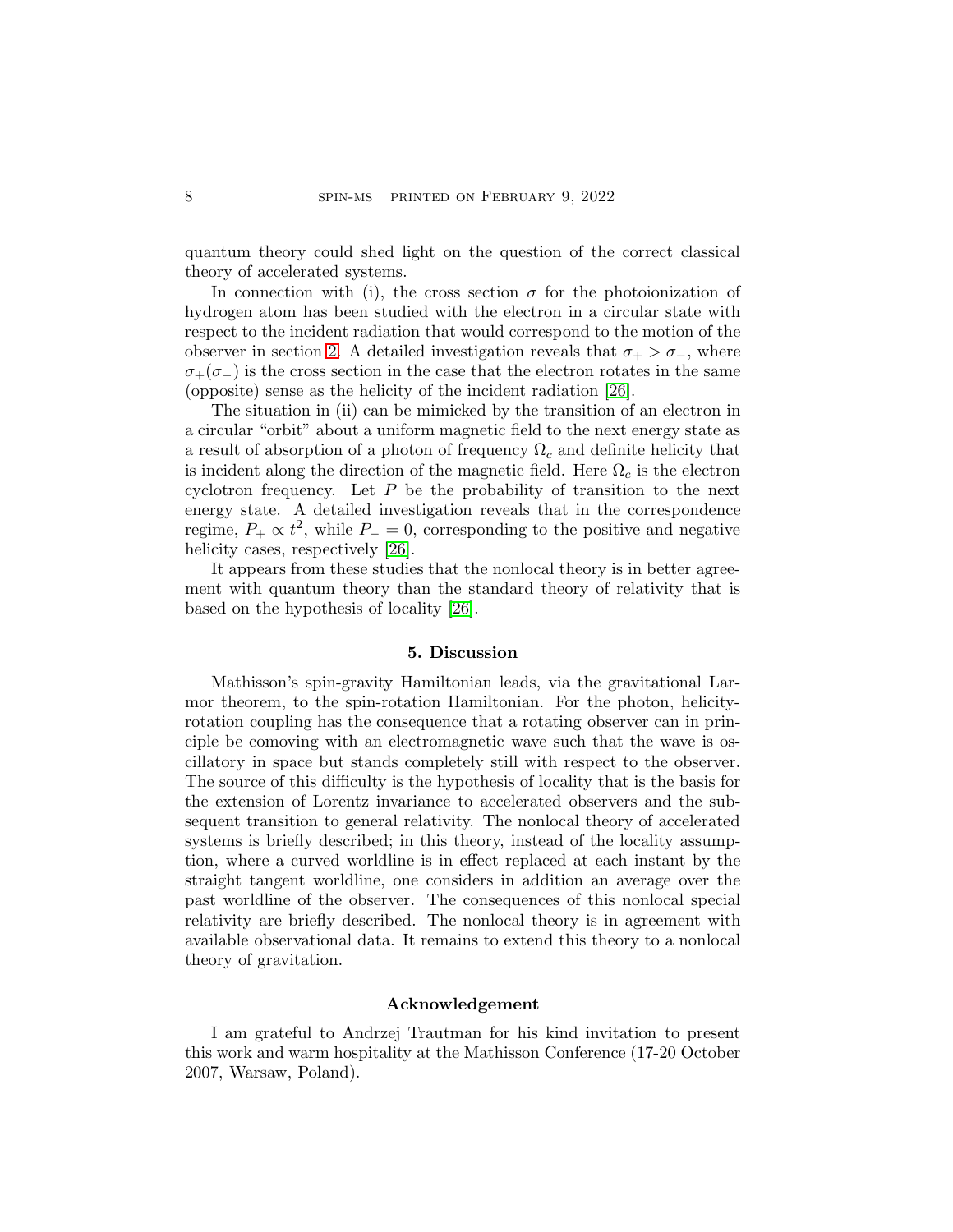quantum theory could shed light on the question of the correct classical theory of accelerated systems.

In connection with (i), the cross section $\sigma$ for the photoionization of hydrogen atom has been studied with the electron in a circular state with respect to the incident radiation that would correspond to the motion of the observer in section 2. A detailed investigation reveals that $\sigma_+ > \sigma_-$, where $\sigma_+(\sigma_-)$ is the cross section in the case that the electron rotates in the same (opposite) sense as the helicity of the incident radiation [26].

The situation in (ii) can be mimicked by the transition of an electron in a circular "orbit" about a uniform magnetic field to the next energy state as a result of absorption of a photon of frequency $\Omega_c$ and definite helicity that is incident along the direction of the magnetic field. Here $\Omega_c$ is the electron cyclotron frequency. Let $P$ be the probability of transition to the next energy state. A detailed investigation reveals that in the correspondence regime, $P_+ \propto t^2$, while $P_- = 0$, corresponding to the positive and negative helicity cases, respectively [26].

It appears from these studies that the nonlocal theory is in better agreement with quantum theory than the standard theory of relativity that is based on the hypothesis of locality [26].

## 5. Discussion

Mathisson's spin-gravity Hamiltonian leads, via the gravitational Larmor theorem, to the spin-rotation Hamiltonian. For the photon, helicity-rotation coupling has the consequence that a rotating observer can in principle be comoving with an electromagnetic wave such that the wave is oscillatory in space but stands completely still with respect to the observer. The source of this difficulty is the hypothesis of locality that is the basis for the extension of Lorentz invariance to accelerated observers and the subsequent transition to general relativity. The nonlocal theory of accelerated systems is briefly described; in this theory, instead of the locality assumption, where a curved worldline is in effect replaced at each instant by the straight tangent worldline, one considers in addition an average over the past worldline of the observer. The consequences of this nonlocal special relativity are briefly described. The nonlocal theory is in agreement with available observational data. It remains to extend this theory to a nonlocal theory of gravitation.

## Acknowledgement

I am grateful to Andrzej Trautman for his kind invitation to present this work and warm hospitality at the Mathisson Conference (17-20 October 2007, Warsaw, Poland).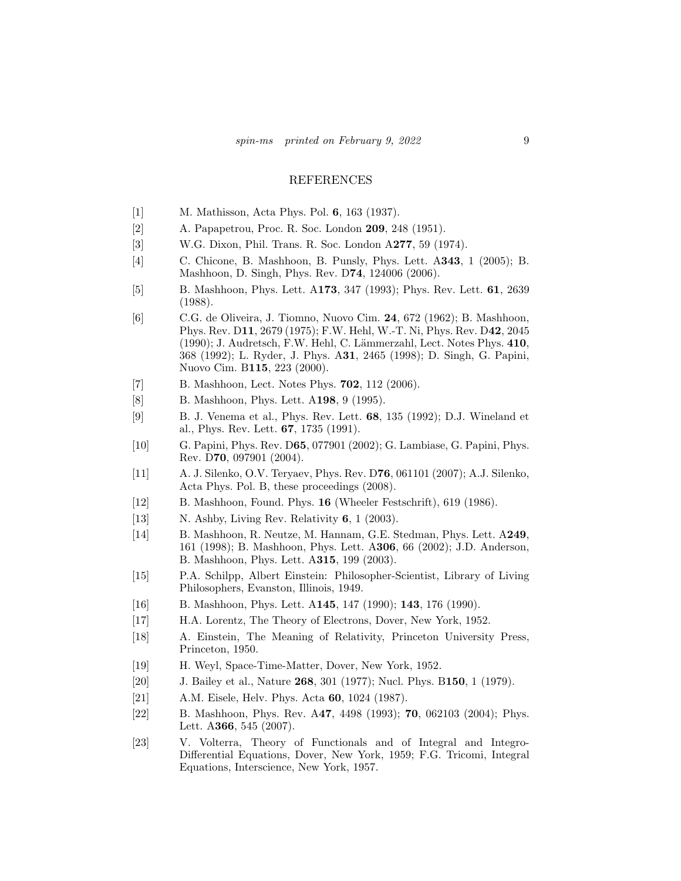## REFERENCES

[1] M. Mathisson, Acta Phys. Pol. **6**, 163 (1937).

[2] A. Papapetrou, Proc. R. Soc. London **209**, 248 (1951).

[3] W.G. Dixon, Phil. Trans. R. Soc. London A**277**, 59 (1974).

[4] C. Chicone, B. Mashhoon, B. Punsly, Phys. Lett. A**343**, 1 (2005); B. Mashhoon, D. Singh, Phys. Rev. D**74**, 124006 (2006).

[5] B. Mashhoon, Phys. Lett. A**173**, 347 (1993); Phys. Rev. Lett. **61**, 2639 (1988).

[6] C.G. de Oliveira, J. Tiomno, Nuovo Cim. **24**, 672 (1962); B. Mashhoon, Phys. Rev. D**11**, 2679 (1975); F.W. Hehl, W.-T. Ni, Phys. Rev. D**42**, 2045 (1990); J. Audretsch, F.W. Hehl, C. Lämmerzahl, Lect. Notes Phys. **410**, 368 (1992); L. Ryder, J. Phys. A**31**, 2465 (1998); D. Singh, G. Papini, Nuovo Cim. B**115**, 223 (2000).

[7] B. Mashhoon, Lect. Notes Phys. **702**, 112 (2006).

[8] B. Mashhoon, Phys. Lett. A**198**, 9 (1995).

[9] B. J. Venema et al., Phys. Rev. Lett. **68**, 135 (1992); D.J. Wineland et al., Phys. Rev. Lett. **67**, 1735 (1991).

[10] G. Papini, Phys. Rev. D**65**, 077901 (2002); G. Lambiase, G. Papini, Phys. Rev. D**70**, 097901 (2004).

[11] A. J. Silenko, O.V. Teryaev, Phys. Rev. D**76**, 061101 (2007); A.J. Silenko, Acta Phys. Pol. B, these proceedings (2008).

[12] B. Mashhoon, Found. Phys. **16** (Wheeler Festschrift), 619 (1986).

[13] N. Ashby, Living Rev. Relativity **6**, 1 (2003).

[14] B. Mashhoon, R. Neutze, M. Hannam, G.E. Stedman, Phys. Lett. A**249**, 161 (1998); B. Mashhoon, Phys. Lett. A**306**, 66 (2002); J.D. Anderson, B. Mashhoon, Phys. Lett. A**315**, 199 (2003).

[15] P.A. Schilpp, Albert Einstein: Philosopher-Scientist, Library of Living Philosophers, Evanston, Illinois, 1949.

[16] B. Mashhoon, Phys. Lett. A**145**, 147 (1990); **143**, 176 (1990).

[17] H.A. Lorentz, The Theory of Electrons, Dover, New York, 1952.

[18] A. Einstein, The Meaning of Relativity, Princeton University Press, Princeton, 1950.

[19] H. Weyl, Space-Time-Matter, Dover, New York, 1952.

[20] J. Bailey et al., Nature **268**, 301 (1977); Nucl. Phys. B**150**, 1 (1979).

[21] A.M. Eisele, Helv. Phys. Acta **60**, 1024 (1987).

[22] B. Mashhoon, Phys. Rev. A**47**, 4498 (1993); **70**, 062103 (2004); Phys. Lett. A**366**, 545 (2007).

[23] V. Volterra, Theory of Functionals and of Integral and Integro-Differential Equations, Dover, New York, 1959; F.G. Tricomi, Integral Equations, Interscience, New York, 1957.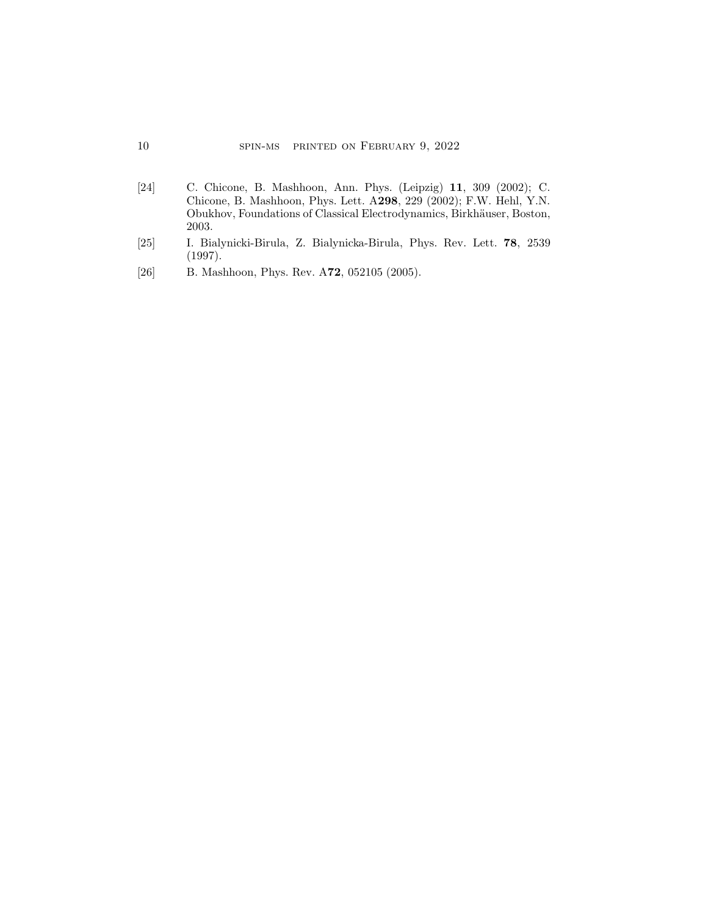[24] C. Chicone, B. Mashhoon, Ann. Phys. (Leipzig) **11**, 309 (2002); C. Chicone, B. Mashhoon, Phys. Lett. A**298**, 229 (2002); F.W. Hehl, Y.N. Obukhov, Foundations of Classical Electrodynamics, Birkhäuser, Boston, 2003.

[25] I. Bialynicki-Birula, Z. Bialynicka-Birula, Phys. Rev. Lett. **78**, 2539 (1997).

[26] B. Mashhoon, Phys. Rev. A**72**, 052105 (2005).